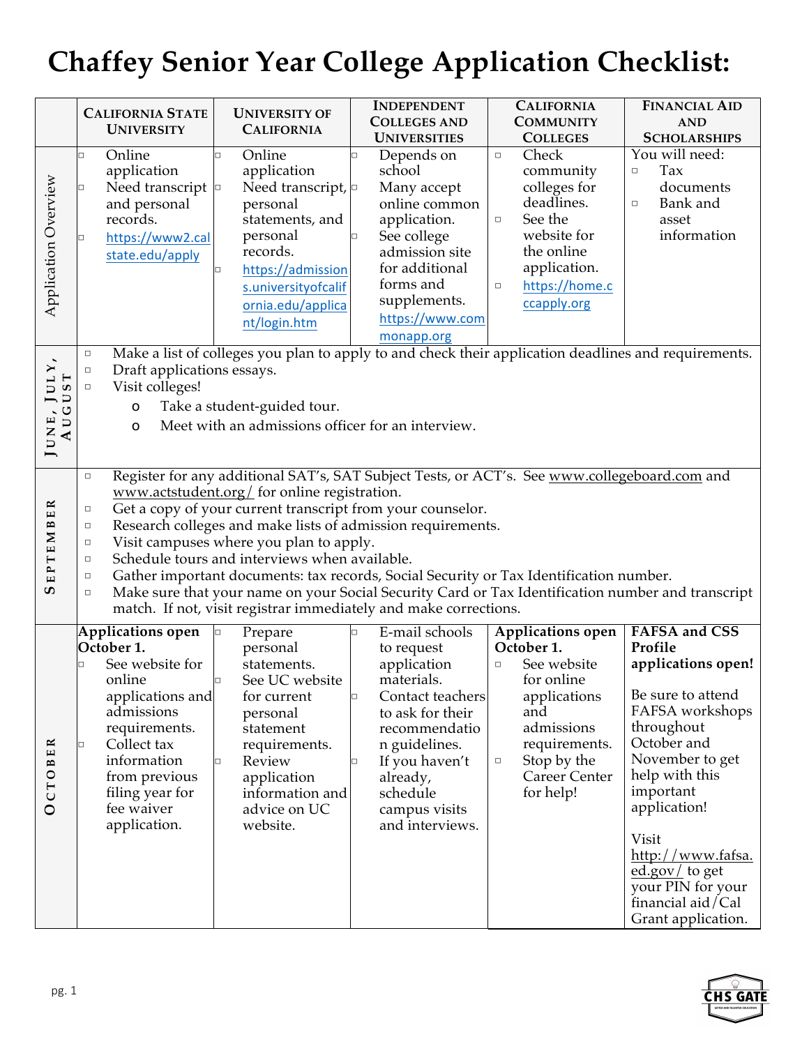# Chaffey Senior Year College Application Checklist:

| | California State University | University of California | Independent Colleges and Universities | California Community Colleges | Financial Aid and Scholarships |
|---|---|---|---|---|---|
| Application Overview | ▫ Online application<br>▫ Need transcript and personal records.<br>▫ https://www2.calstate.edu/apply | ▫ Online application<br>▫ Need transcript, personal statements, and personal records.<br>▫ https://admissions.universityofcalifornia.edu/applicant/login.htm | ▫ Depends on school<br>▫ Many accept online common application.<br>▫ See college admission site for additional forms and supplements. https://www.commonapp.org | ▫ Check community colleges for deadlines.<br>▫ See the website for the online application.<br>▫ https://home.cccapply.org | You will need:<br>▫ Tax documents<br>▫ Bank and asset information |
| June, July, August | ▫ Make a list of colleges you plan to apply to and check their application deadlines and requirements.<br>▫ Draft applications essays.<br>▫ Visit colleges!<br>o Take a student-guided tour.<br>o Meet with an admissions officer for an interview. | | | | |
| September | ▫ Register for any additional SAT's, SAT Subject Tests, or ACT's. See www.collegeboard.com and www.actstudent.org/ for online registration.<br>▫ Get a copy of your current transcript from your counselor.<br>▫ Research colleges and make lists of admission requirements.<br>▫ Visit campuses where you plan to apply.<br>▫ Schedule tours and interviews when available.<br>▫ Gather important documents: tax records, Social Security or Tax Identification number.<br>▫ Make sure that your name on your Social Security Card or Tax Identification number and transcript match. If not, visit registrar immediately and make corrections. | | | | |
| October | **Applications open October 1.**<br>▫ See website for online applications and admissions requirements.<br>▫ Collect tax information from previous filing year for fee waiver application. | ▫ Prepare personal statements.<br>▫ See UC website for current personal statement requirements.<br>▫ Review application information and advice on UC website. | ▫ E-mail schools to request application materials.<br>▫ Contact teachers to ask for their recommendation guidelines.<br>▫ If you haven't already, schedule campus visits and interviews. | **Applications open October 1.**<br>▫ See website for online applications and admissions requirements.<br>▫ Stop by the Career Center for help! | **FAFSA and CSS Profile applications open!**<br><br>Be sure to attend FAFSA workshops throughout October and November to get help with this important application!<br><br>Visit http://www.fafsa.ed.gov/ to get your PIN for your financial aid/Cal Grant application. |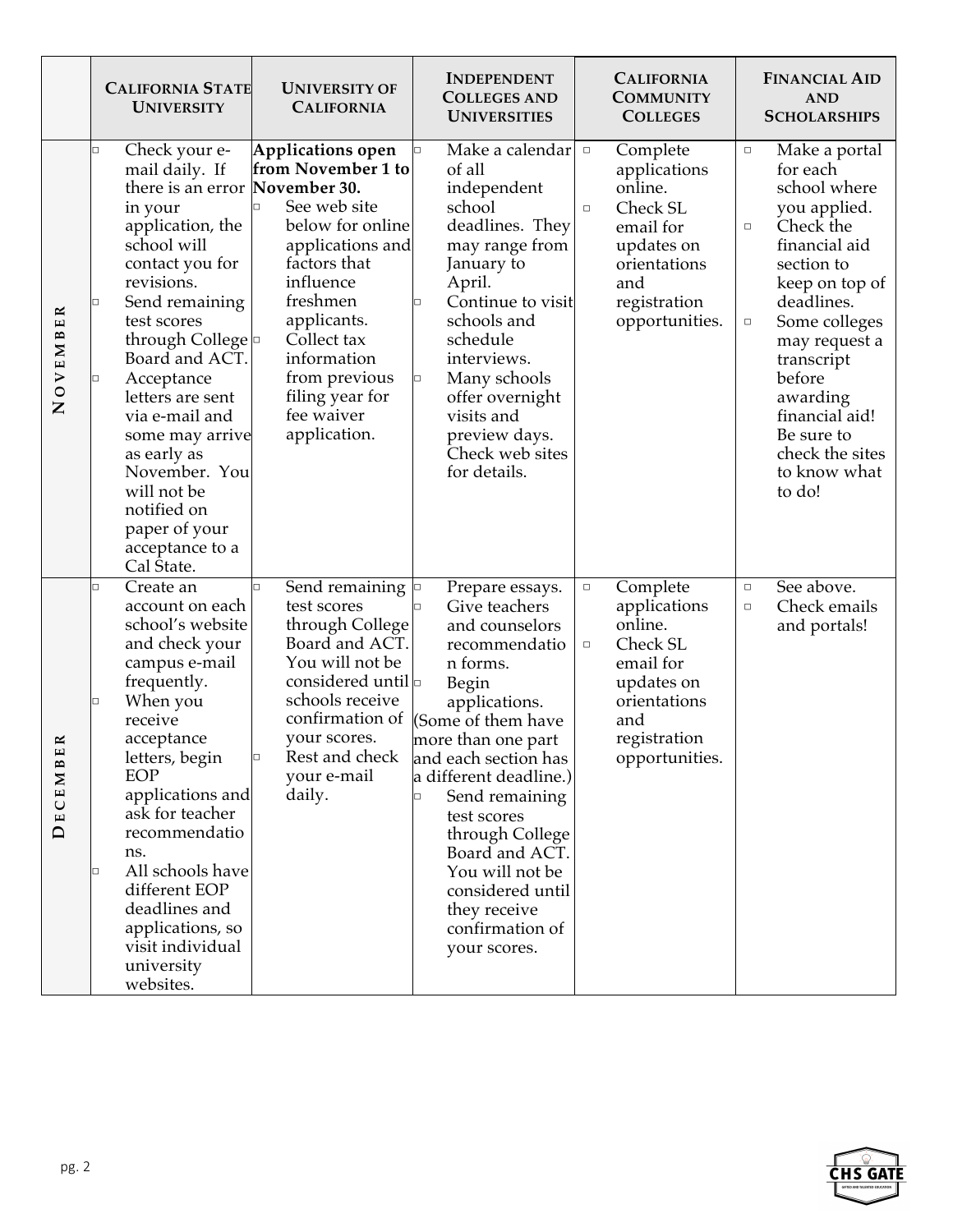| | California State University | University of California | Independent Colleges and Universities | California Community Colleges | Financial Aid and Scholarships |
|---|---|---|---|---|---|
| **November** | ▫ Check your e-mail daily. If there is an error in your application, the school will contact you for revisions.<br>▫ Send remaining test scores through College Board and ACT.<br>▫ Acceptance letters are sent via e-mail and some may arrive as early as November. You will not be notified on paper of your acceptance to a Cal State. | **Applications open from November 1 to November 30.**<br>▫ See web site below for online applications and factors that influence freshmen applicants.<br>▫ Collect tax information from previous filing year for fee waiver application. | ▫ Make a calendar of all independent school deadlines. They may range from January to April.<br>▫ Continue to visit schools and schedule interviews.<br>▫ Many schools offer overnight visits and preview days. Check web sites for details. | ▫ Complete applications online.<br>▫ Check SL email for updates on orientations and registration opportunities. | ▫ Make a portal for each school where you applied.<br>▫ Check the financial aid section to keep on top of deadlines.<br>▫ Some colleges may request a transcript before awarding financial aid! Be sure to check the sites to know what to do! |
| **December** | ▫ Create an account on each school's website and check your campus e-mail frequently.<br>▫ When you receive acceptance letters, begin EOP applications and ask for teacher recommendations.<br>▫ All schools have different EOP deadlines and applications, so visit individual university websites. | ▫ Send remaining test scores through College Board and ACT. You will not be considered until schools receive confirmation of your scores.<br>▫ Rest and check your e-mail daily. | ▫ Prepare essays.<br>▫ Give teachers and counselors recommendation forms.<br>▫ Begin applications. (Some of them have more than one part and each section has a different deadline.)<br>▫ Send remaining test scores through College Board and ACT. You will not be considered until they receive confirmation of your scores. | ▫ Complete applications online.<br>▫ Check SL email for updates on orientations and registration opportunities. | ▫ See above.<br>▫ Check emails and portals! |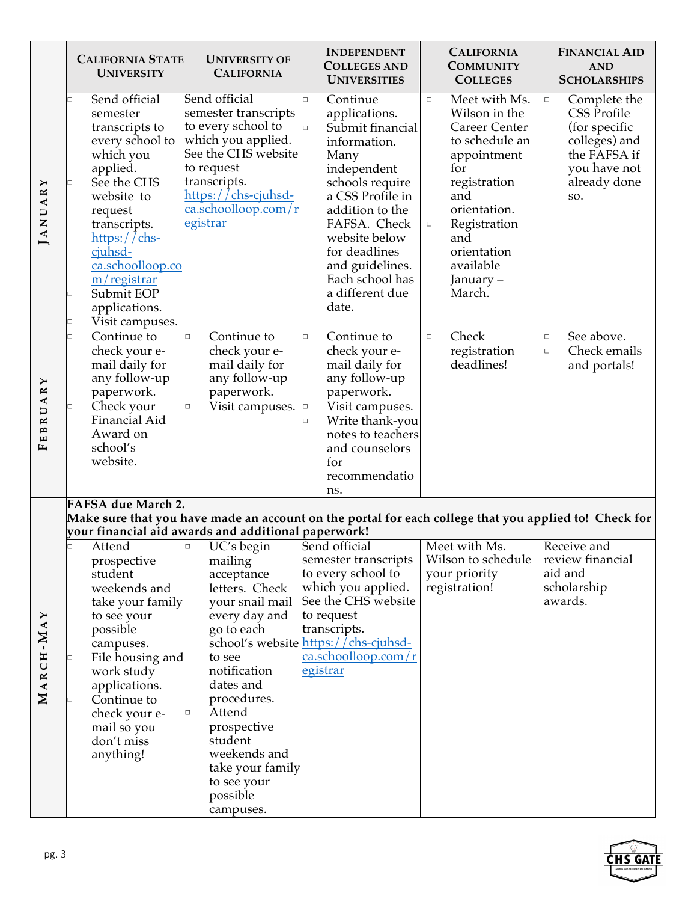| | California State University | University of California | Independent Colleges and Universities | California Community Colleges | Financial Aid and Scholarships |
|---|---|---|---|---|---|
| **January** | ▫ Send official semester transcripts to every school to which you applied.<br>▫ See the CHS website to request transcripts. https://chs-cjuhsd-ca.schoolloop.com/registrar<br>▫ Submit EOP applications.<br>▫ Visit campuses. | Send official semester transcripts to every school to which you applied. See the CHS website to request transcripts. https://chs-cjuhsd-ca.schoolloop.com/registrar | ▫ Continue applications.<br>▫ Submit financial information. Many independent schools require a CSS Profile in addition to the FAFSA. Check website below for deadlines and guidelines. Each school has a different due date. | ▫ Meet with Ms. Wilson in the Career Center to schedule an appointment for registration and orientation.<br>▫ Registration and orientation available January – March. | ▫ Complete the CSS Profile (for specific colleges) and the FAFSA if you have not already done so. |
| **February** | ▫ Continue to check your e-mail daily for any follow-up paperwork.<br>▫ Check your Financial Aid Award on school's website. | ▫ Continue to check your e-mail daily for any follow-up paperwork.<br>▫ Visit campuses. | ▫ Continue to check your e-mail daily for any follow-up paperwork.<br>▫ Visit campuses.<br>▫ Write thank-you notes to teachers and counselors for recommendations. | ▫ Check registration deadlines! | ▫ See above.<br>▫ Check emails and portals! |
| **March-May** | **FAFSA due March 2.**<br>**Make sure that you have <u>made an account on the portal for each college that you applied</u> to! Check for your financial aid awards and additional paperwork!** | | | | |
| | ▫ Attend prospective student weekends and take your family to see your possible campuses.<br>▫ File housing and work study applications.<br>▫ Continue to check your e-mail so you don't miss anything! | ▫ UC's begin mailing acceptance letters. Check your snail mail every day and go to each school's website to see notification dates and procedures.<br>▫ Attend prospective student weekends and take your family to see your possible campuses. | Send official semester transcripts to every school to which you applied. See the CHS website to request transcripts. https://chs-cjuhsd-ca.schoolloop.com/registrar | Meet with Ms. Wilson to schedule your priority registration! | Receive and review financial aid and scholarship awards. |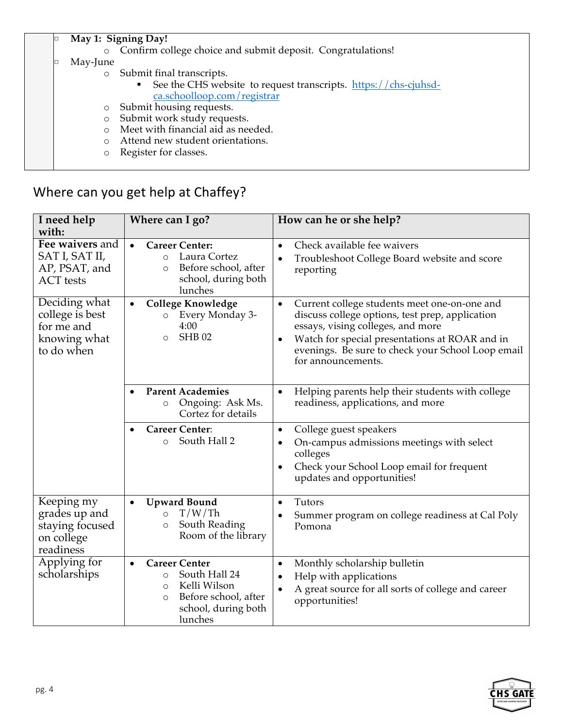- **May 1: Signing Day!**
  - Confirm college choice and submit deposit. Congratulations!
- May-June
  - Submit final transcripts.
    - See the CHS website to request transcripts. https://chs-cjuhsd-ca.schoolloop.com/registrar
  - Submit housing requests.
  - Submit work study requests.
  - Meet with financial aid as needed.
  - Attend new student orientations.
  - Register for classes.

## Where can you get help at Chaffey?

| I need help with: | Where can I go? | How can he or she help? |
|---|---|---|
| **Fee waivers** and SAT I, SAT II, AP, PSAT, and ACT tests | • **Career Center:**<br>○ Laura Cortez<br>○ Before school, after school, during both lunches | • Check available fee waivers<br>• Troubleshoot College Board website and score reporting |
| Deciding what college is best for me and knowing what to do when | • **College Knowledge**<br>○ Every Monday 3-4:00<br>○ SHB 02 | • Current college students meet one-on-one and discuss college options, test prep, application essays, vising colleges, and more<br>• Watch for special presentations at ROAR and in evenings. Be sure to check your School Loop email for announcements. |
| | • **Parent Academies**<br>○ Ongoing: Ask Ms. Cortez for details | • Helping parents help their students with college readiness, applications, and more |
| | • **Career Center**:<br>○ South Hall 2 | • College guest speakers<br>• On-campus admissions meetings with select colleges<br>• Check your School Loop email for frequent updates and opportunities! |
| Keeping my grades up and staying focused on college readiness | • **Upward Bound**<br>○ T/W/Th<br>○ South Reading Room of the library | • Tutors<br>• Summer program on college readiness at Cal Poly Pomona |
| Applying for scholarships | • **Career Center**<br>○ South Hall 24<br>○ Kelli Wilson<br>○ Before school, after school, during both lunches | • Monthly scholarship bulletin<br>• Help with applications<br>• A great source for all sorts of college and career opportunities! |